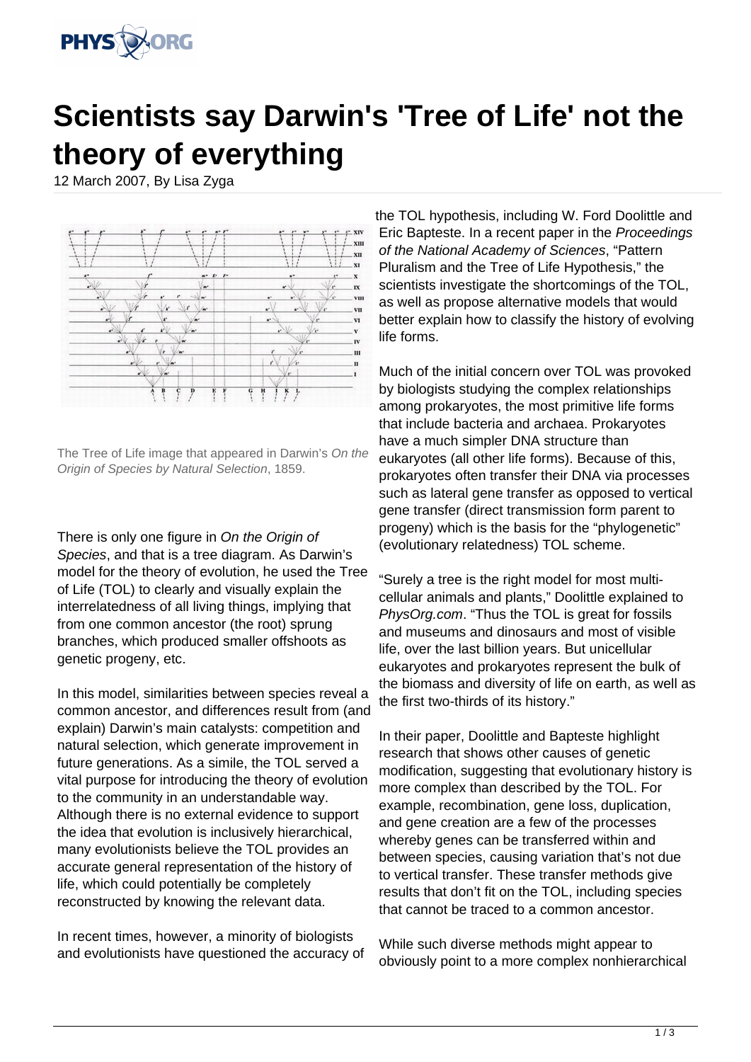# Scientists say Darwin's 'Tree of Life' not the theory of everything

12 March 2007, By Lisa Zyga

The Tree of Life image that appeared in Darwin's *On the Origin of Species by Natural Selection*, 1859.

There is only one figure in *On the Origin of Species*, and that is a tree diagram. As Darwin's model for the theory of evolution, he used the Tree of Life (TOL) to clearly and visually explain the interrelatedness of all living things, implying that from one common ancestor (the root) sprung branches, which produced smaller offshoots as genetic progeny, etc.

In this model, similarities between species reveal a common ancestor, and differences result from (and explain) Darwin's main catalysts: competition and natural selection, which generate improvement in future generations. As a simile, the TOL served a vital purpose for introducing the theory of evolution to the community in an understandable way. Although there is no external evidence to support the idea that evolution is inclusively hierarchical, many evolutionists believe the TOL provides an accurate general representation of the history of life, which could potentially be completely reconstructed by knowing the relevant data.

In recent times, however, a minority of biologists and evolutionists have questioned the accuracy of the TOL hypothesis, including W. Ford Doolittle and Eric Bapteste. In a recent paper in the *Proceedings of the National Academy of Sciences*, "Pattern Pluralism and the Tree of Life Hypothesis," the scientists investigate the shortcomings of the TOL, as well as propose alternative models that would better explain how to classify the history of evolving life forms.

Much of the initial concern over TOL was provoked by biologists studying the complex relationships among prokaryotes, the most primitive life forms that include bacteria and archaea. Prokaryotes have a much simpler DNA structure than eukaryotes (all other life forms). Because of this, prokaryotes often transfer their DNA via processes such as lateral gene transfer as opposed to vertical gene transfer (direct transmission form parent to progeny) which is the basis for the "phylogenetic" (evolutionary relatedness) TOL scheme.

"Surely a tree is the right model for most multi-cellular animals and plants," Doolittle explained to *PhysOrg.com*. "Thus the TOL is great for fossils and museums and dinosaurs and most of visible life, over the last billion years. But unicellular eukaryotes and prokaryotes represent the bulk of the biomass and diversity of life on earth, as well as the first two-thirds of its history."

In their paper, Doolittle and Bapteste highlight research that shows other causes of genetic modification, suggesting that evolutionary history is more complex than described by the TOL. For example, recombination, gene loss, duplication, and gene creation are a few of the processes whereby genes can be transferred within and between species, causing variation that's not due to vertical transfer. These transfer methods give results that don't fit on the TOL, including species that cannot be traced to a common ancestor.

While such diverse methods might appear to obviously point to a more complex nonhierarchical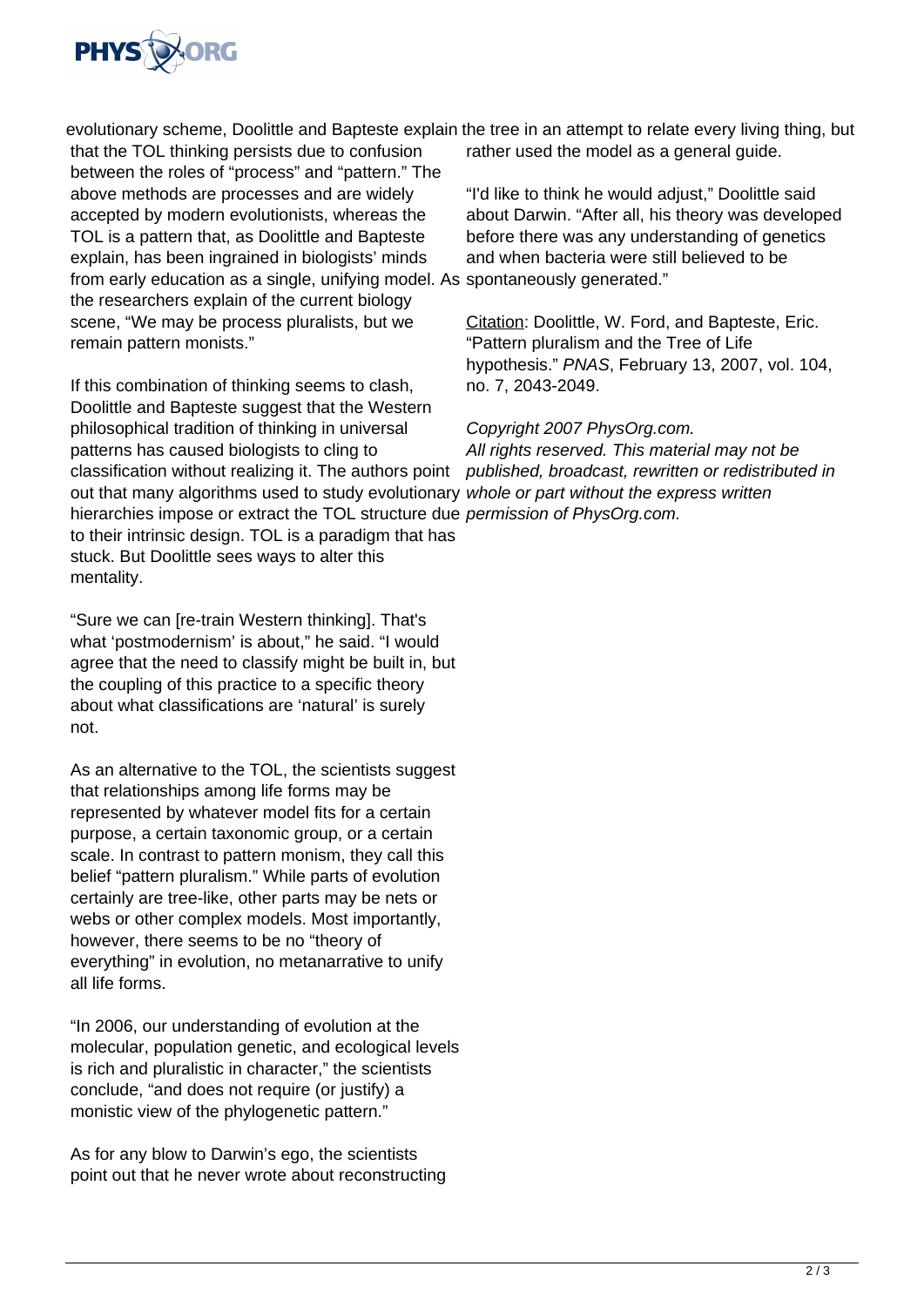evolutionary scheme, Doolittle and Bapteste explain that the TOL thinking persists due to confusion between the roles of "process" and "pattern." The above methods are processes and are widely accepted by modern evolutionists, whereas the TOL is a pattern that, as Doolittle and Bapteste explain, has been ingrained in biologists' minds from early education as a single, unifying model. As the researchers explain of the current biology scene, "We may be process pluralists, but we remain pattern monists."

If this combination of thinking seems to clash, Doolittle and Bapteste suggest that the Western philosophical tradition of thinking in universal patterns has caused biologists to cling to classification without realizing it. The authors point out that many algorithms used to study evolutionary hierarchies impose or extract the TOL structure due to their intrinsic design. TOL is a paradigm that has stuck. But Doolittle sees ways to alter this mentality.

"Sure we can [re-train Western thinking]. That's what 'postmodernism' is about," he said. "I would agree that the need to classify might be built in, but the coupling of this practice to a specific theory about what classifications are 'natural' is surely not.

As an alternative to the TOL, the scientists suggest that relationships among life forms may be represented by whatever model fits for a certain purpose, a certain taxonomic group, or a certain scale. In contrast to pattern monism, they call this belief "pattern pluralism." While parts of evolution certainly are tree-like, other parts may be nets or webs or other complex models. Most importantly, however, there seems to be no "theory of everything" in evolution, no metanarrative to unify all life forms.

"In 2006, our understanding of evolution at the molecular, population genetic, and ecological levels is rich and pluralistic in character," the scientists conclude, "and does not require (or justify) a monistic view of the phylogenetic pattern."

As for any blow to Darwin's ego, the scientists point out that he never wrote about reconstructing the tree in an attempt to relate every living thing, but rather used the model as a general guide.

"I'd like to think he would adjust," Doolittle said about Darwin. "After all, his theory was developed before there was any understanding of genetics and when bacteria were still believed to be spontaneously generated."

Citation: Doolittle, W. Ford, and Bapteste, Eric. "Pattern pluralism and the Tree of Life hypothesis." *PNAS*, February 13, 2007, vol. 104, no. 7, 2043-2049.

*Copyright 2007 PhysOrg.com.*
*All rights reserved. This material may not be published, broadcast, rewritten or redistributed in whole or part without the express written permission of PhysOrg.com.*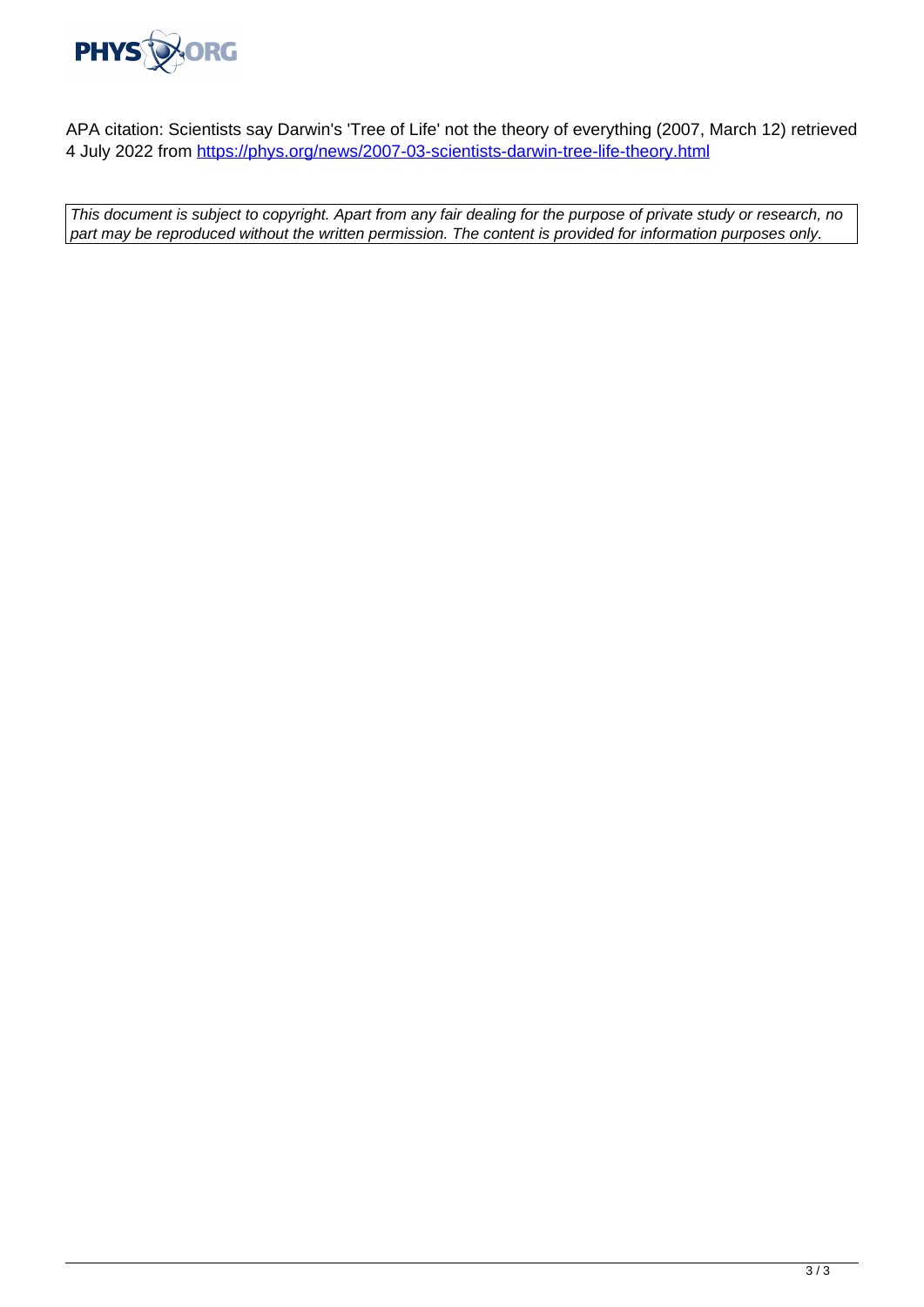APA citation: Scientists say Darwin's 'Tree of Life' not the theory of everything (2007, March 12) retrieved 4 July 2022 from https://phys.org/news/2007-03-scientists-darwin-tree-life-theory.html

*This document is subject to copyright. Apart from any fair dealing for the purpose of private study or research, no part may be reproduced without the written permission. The content is provided for information purposes only.*